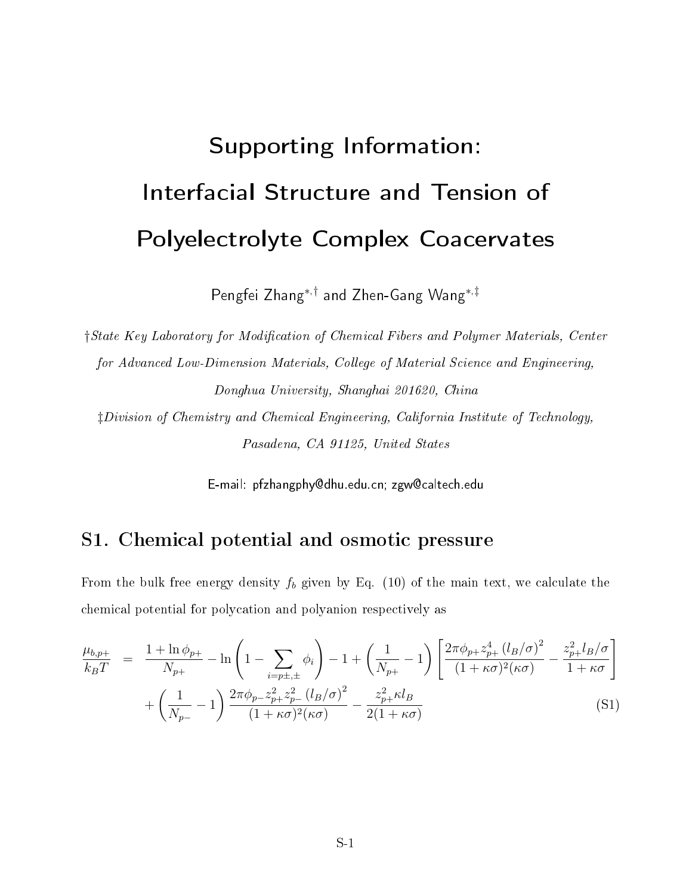# Supporting Information: Interfacial Structure and Tension of Polyelectrolyte Complex Coacervates

Pengfei Zhang[*,†] and Zhen-Gang Wang[*,‡]

†*State Key Laboratory for Modification of Chemical Fibers and Polymer Materials, Center for Advanced Low-Dimension Materials, College of Material Science and Engineering, Donghua University, Shanghai 201620, China*

‡*Division of Chemistry and Chemical Engineering, California Institute of Technology, Pasadena, CA 91125, United States*

E-mail: pfzhangphy@dhu.edu.cn; zgw@caltech.edu

## S1. Chemical potential and osmotic pressure

From the bulk free energy density $f_b$ given by Eq. (10) of the main text, we calculate the chemical potential for polycation and polyanion respectively as

$$
\begin{aligned}
\frac{\mu_{b,p+}}{k_BT} &= \frac{1+\ln\phi_{p+}}{N_{p+}} - \ln\left(1-\sum_{i=p\pm,\pm}\phi_i\right) - 1 + \left(\frac{1}{N_{p+}}-1\right)\left[\frac{2\pi\phi_{p+}z_{p+}^4\left(l_B/\sigma\right)^2}{(1+\kappa\sigma)^2(\kappa\sigma)} - \frac{z_{p+}^2 l_B/\sigma}{1+\kappa\sigma}\right] \\
&\quad + \left(\frac{1}{N_{p-}}-1\right)\frac{2\pi\phi_{p-}z_{p+}^2 z_{p-}^2\left(l_B/\sigma\right)^2}{(1+\kappa\sigma)^2(\kappa\sigma)} - \frac{z_{p+}^2\kappa l_B}{2(1+\kappa\sigma)}
\end{aligned}
\tag{S1}
$$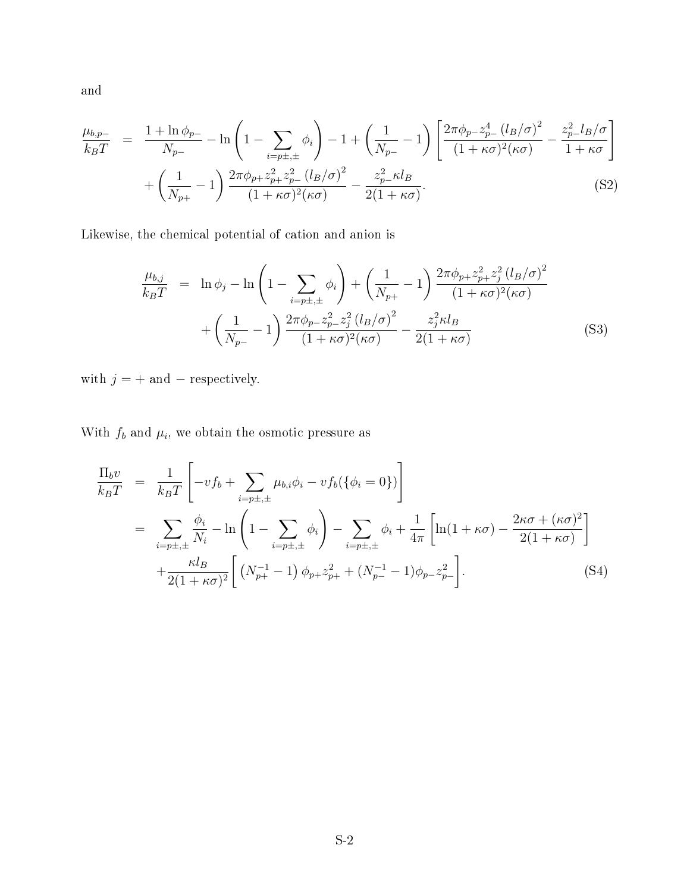and

$$
\begin{aligned}
\frac{\mu_{b,p-}}{k_B T} &= \frac{1+\ln\phi_{p-}}{N_{p-}} - \ln\left(1-\sum_{i=p\pm,\pm}\phi_i\right) - 1 + \left(\frac{1}{N_{p-}}-1\right)\left[\frac{2\pi\phi_{p-}z_{p-}^4\left(l_B/\sigma\right)^2}{(1+\kappa\sigma)^2(\kappa\sigma)} - \frac{z_{p-}^2 l_B/\sigma}{1+\kappa\sigma}\right] \\
&\quad + \left(\frac{1}{N_{p+}}-1\right)\frac{2\pi\phi_{p+}z_{p+}^2 z_{p-}^2\left(l_B/\sigma\right)^2}{(1+\kappa\sigma)^2(\kappa\sigma)} - \frac{z_{p-}^2\kappa l_B}{2(1+\kappa\sigma)}. \qquad \text{(S2)}
\end{aligned}
$$

Likewise, the chemical potential of cation and anion is

$$
\begin{aligned}
\frac{\mu_{b,j}}{k_B T} &= \ln\phi_j - \ln\left(1-\sum_{i=p\pm,\pm}\phi_i\right) + \left(\frac{1}{N_{p+}}-1\right)\frac{2\pi\phi_{p+}z_{p+}^2 z_j^2\left(l_B/\sigma\right)^2}{(1+\kappa\sigma)^2(\kappa\sigma)} \\
&\quad + \left(\frac{1}{N_{p-}}-1\right)\frac{2\pi\phi_{p-}z_{p-}^2 z_j^2\left(l_B/\sigma\right)^2}{(1+\kappa\sigma)^2(\kappa\sigma)} - \frac{z_j^2\kappa l_B}{2(1+\kappa\sigma)} \qquad \text{(S3)}
\end{aligned}
$$

with $j = +$ and $-$ respectively.

With $f_b$ and $\mu_i$, we obtain the osmotic pressure as

$$
\begin{aligned}
\frac{\Pi_b v}{k_B T} &= \frac{1}{k_B T}\left[-vf_b + \sum_{i=p\pm,\pm}\mu_{b,i}\phi_i - vf_b(\{\phi_i=0\})\right] \\
&= \sum_{i=p\pm,\pm}\frac{\phi_i}{N_i} - \ln\left(1-\sum_{i=p\pm,\pm}\phi_i\right) - \sum_{i=p\pm,\pm}\phi_i + \frac{1}{4\pi}\left[\ln(1+\kappa\sigma) - \frac{2\kappa\sigma+(\kappa\sigma)^2}{2(1+\kappa\sigma)}\right] \\
&\quad + \frac{\kappa l_B}{2(1+\kappa\sigma)^2}\left[\left(N_{p+}^{-1}-1\right)\phi_{p+}z_{p+}^2 + (N_{p-}^{-1}-1)\phi_{p-}z_{p-}^2\right]. \qquad \text{(S4)}
\end{aligned}
$$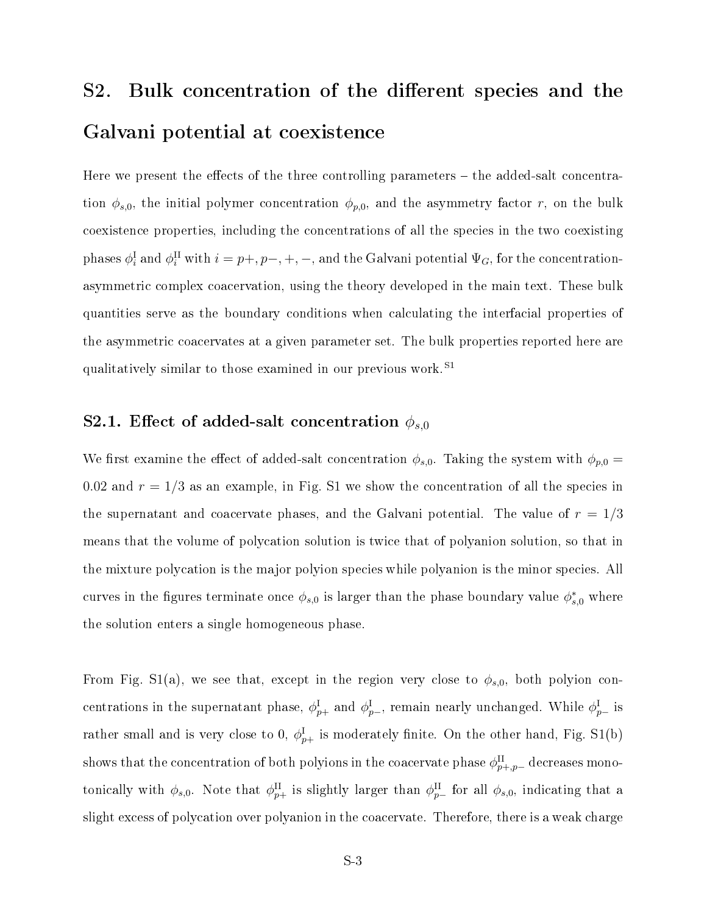# S2. Bulk concentration of the different species and the Galvani potential at coexistence

Here we present the effects of the three controlling parameters – the added-salt concentration $\phi_{s,0}$, the initial polymer concentration $\phi_{p,0}$, and the asymmetry factor $r$, on the bulk coexistence properties, including the concentrations of all the species in the two coexisting phases $\phi_i^{\mathrm{I}}$ and $\phi_i^{\mathrm{II}}$ with $i = p+, p-, +, -$, and the Galvani potential $\Psi_G$, for the concentration-asymmetric complex coacervation, using the theory developed in the main text. These bulk quantities serve as the boundary conditions when calculating the interfacial properties of the asymmetric coacervates at a given parameter set. The bulk properties reported here are qualitatively similar to those examined in our previous work.[S1]

## S2.1. Effect of added-salt concentration $\phi_{s,0}$

We first examine the effect of added-salt concentration $\phi_{s,0}$. Taking the system with $\phi_{p,0} = 0.02$ and $r = 1/3$ as an example, in Fig. S1 we show the concentration of all the species in the supernatant and coacervate phases, and the Galvani potential. The value of $r = 1/3$ means that the volume of polycation solution is twice that of polyanion solution, so that in the mixture polycation is the major polyion species while polyanion is the minor species. All curves in the figures terminate once $\phi_{s,0}$ is larger than the phase boundary value $\phi_{s,0}^*$ where the solution enters a single homogeneous phase.

From Fig. S1(a), we see that, except in the region very close to $\phi_{s,0}$, both polyion concentrations in the supernatant phase, $\phi_{p+}^{\mathrm{I}}$ and $\phi_{p-}^{\mathrm{I}}$, remain nearly unchanged. While $\phi_{p-}^{\mathrm{I}}$ is rather small and is very close to 0, $\phi_{p+}^{\mathrm{I}}$ is moderately finite. On the other hand, Fig. S1(b) shows that the concentration of both polyions in the coacervate phase $\phi_{p+,p-}^{\mathrm{II}}$ decreases monotonically with $\phi_{s,0}$. Note that $\phi_{p+}^{\mathrm{II}}$ is slightly larger than $\phi_{p-}^{\mathrm{II}}$ for all $\phi_{s,0}$, indicating that a slight excess of polycation over polyanion in the coacervate. Therefore, there is a weak charge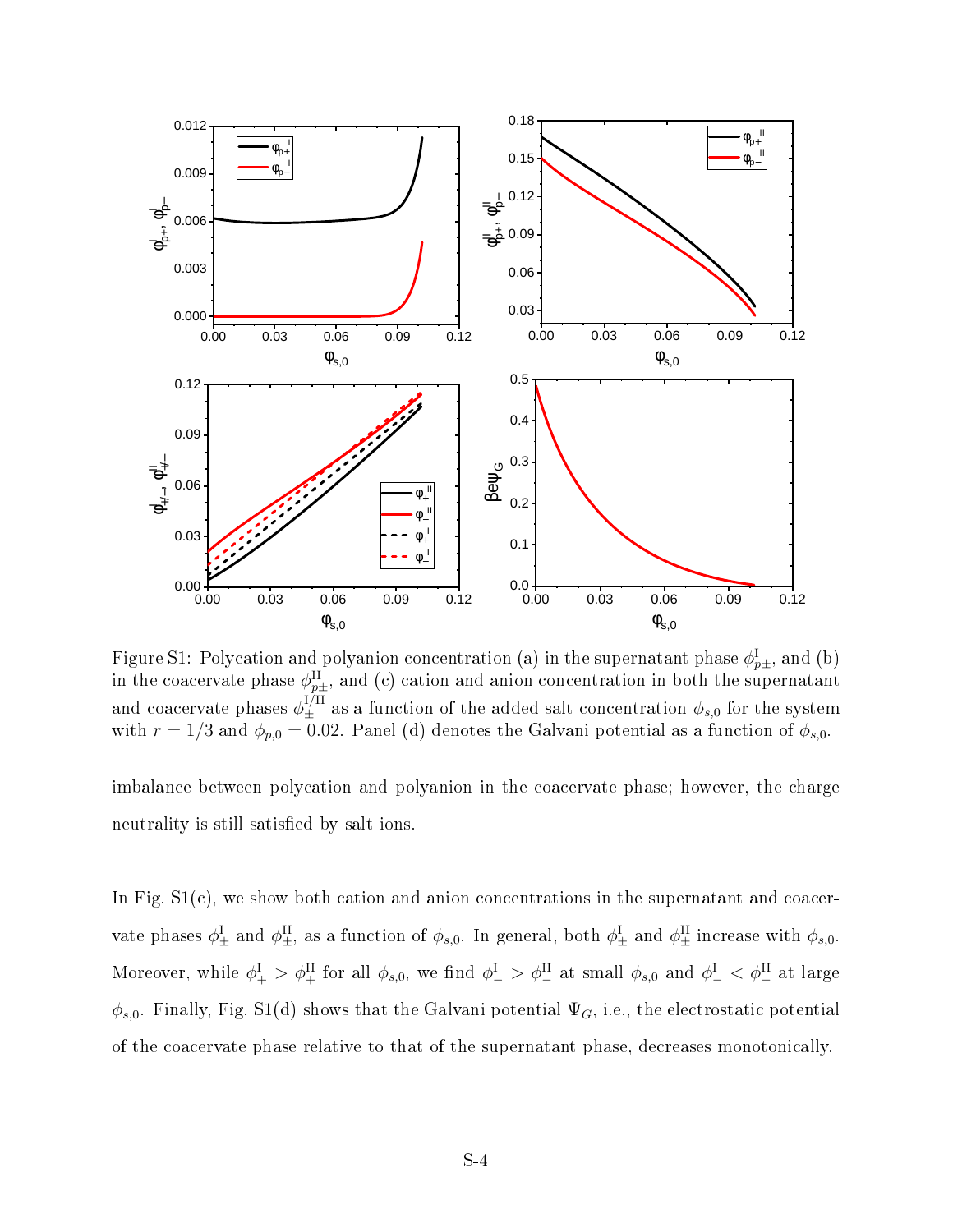Figure S1: Polycation and polyanion concentration (a) in the supernatant phase $\phi^{\rm I}_{p\pm}$, and (b) in the coacervate phase $\phi^{\rm II}_{p\pm}$, and (c) cation and anion concentration in both the supernatant and coacervate phases $\phi^{\rm I/II}_{\pm}$ as a function of the added-salt concentration $\phi_{s,0}$ for the system with $r = 1/3$ and $\phi_{p,0} = 0.02$. Panel (d) denotes the Galvani potential as a function of $\phi_{s,0}$.

imbalance between polycation and polyanion in the coacervate phase; however, the charge neutrality is still satisfied by salt ions.

In Fig. S1(c), we show both cation and anion concentrations in the supernatant and coacervate phases $\phi^{\rm I}_{\pm}$ and $\phi^{\rm II}_{\pm}$, as a function of $\phi_{s,0}$. In general, both $\phi^{\rm I}_{\pm}$ and $\phi^{\rm II}_{\pm}$ increase with $\phi_{s,0}$. Moreover, while $\phi^{\rm I}_{+} > \phi^{\rm II}_{+}$ for all $\phi_{s,0}$, we find $\phi^{\rm I}_{-} > \phi^{\rm II}_{-}$ at small $\phi_{s,0}$ and $\phi^{\rm I}_{-} < \phi^{\rm II}_{-}$ at large $\phi_{s,0}$. Finally, Fig. S1(d) shows that the Galvani potential $\Psi_G$, i.e., the electrostatic potential of the coacervate phase relative to that of the supernatant phase, decreases monotonically.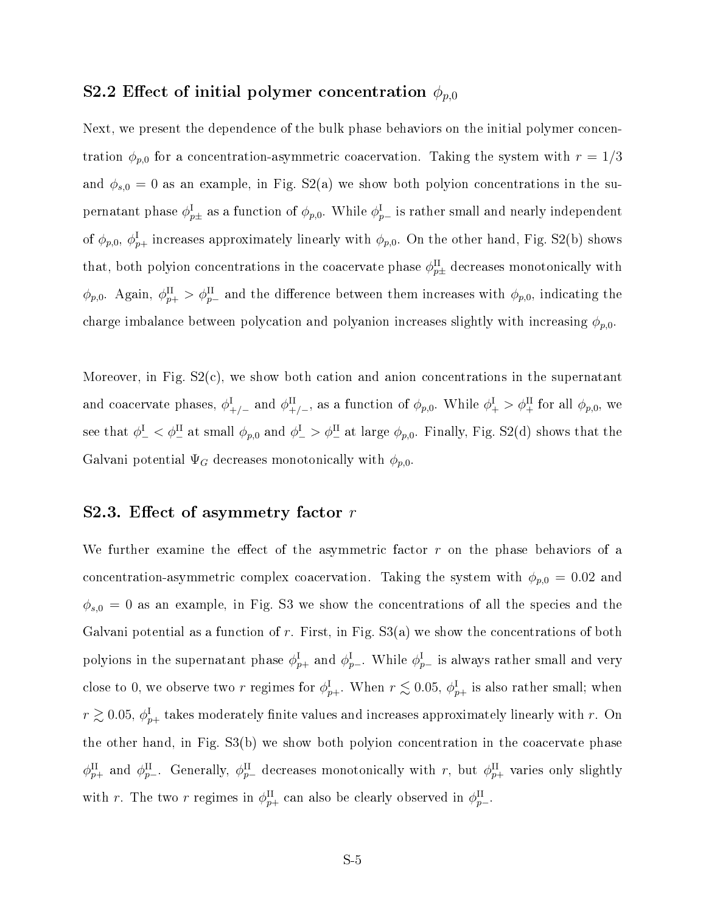## S2.2 Effect of initial polymer concentration $\phi_{p,0}$

Next, we present the dependence of the bulk phase behaviors on the initial polymer concentration $\phi_{p,0}$ for a concentration-asymmetric coacervation. Taking the system with $r = 1/3$ and $\phi_{s,0} = 0$ as an example, in Fig. S2(a) we show both polyion concentrations in the supernatant phase $\phi^{\mathrm{I}}_{p\pm}$ as a function of $\phi_{p,0}$. While $\phi^{\mathrm{I}}_{p-}$ is rather small and nearly independent of $\phi_{p,0}$, $\phi^{\mathrm{I}}_{p+}$ increases approximately linearly with $\phi_{p,0}$. On the other hand, Fig. S2(b) shows that, both polyion concentrations in the coacervate phase $\phi^{\mathrm{II}}_{p\pm}$ decreases monotonically with $\phi_{p,0}$. Again, $\phi^{\mathrm{II}}_{p+} > \phi^{\mathrm{II}}_{p-}$ and the difference between them increases with $\phi_{p,0}$, indicating the charge imbalance between polycation and polyanion increases slightly with increasing $\phi_{p,0}$.

Moreover, in Fig. S2(c), we show both cation and anion concentrations in the supernatant and coacervate phases, $\phi^{\mathrm{I}}_{+/-}$ and $\phi^{\mathrm{II}}_{+/-}$, as a function of $\phi_{p,0}$. While $\phi^{\mathrm{I}}_{+} > \phi^{\mathrm{II}}_{+}$ for all $\phi_{p,0}$, we see that $\phi^{\mathrm{I}}_{-} < \phi^{\mathrm{II}}_{-}$ at small $\phi_{p,0}$ and $\phi^{\mathrm{I}}_{-} > \phi^{\mathrm{II}}_{-}$ at large $\phi_{p,0}$. Finally, Fig. S2(d) shows that the Galvani potential $\Psi_G$ decreases monotonically with $\phi_{p,0}$.

## S2.3. Effect of asymmetry factor $r$

We further examine the effect of the asymmetric factor $r$ on the phase behaviors of a concentration-asymmetric complex coacervation. Taking the system with $\phi_{p,0} = 0.02$ and $\phi_{s,0} = 0$ as an example, in Fig. S3 we show the concentrations of all the species and the Galvani potential as a function of $r$. First, in Fig. S3(a) we show the concentrations of both polyions in the supernatant phase $\phi^{\mathrm{I}}_{p+}$ and $\phi^{\mathrm{I}}_{p-}$. While $\phi^{\mathrm{I}}_{p-}$ is always rather small and very close to 0, we observe two $r$ regimes for $\phi^{\mathrm{I}}_{p+}$. When $r \lesssim 0.05$, $\phi^{\mathrm{I}}_{p+}$ is also rather small; when $r \gtrsim 0.05$, $\phi^{\mathrm{I}}_{p+}$ takes moderately finite values and increases approximately linearly with $r$. On the other hand, in Fig. S3(b) we show both polyion concentration in the coacervate phase $\phi^{\mathrm{II}}_{p+}$ and $\phi^{\mathrm{II}}_{p-}$. Generally, $\phi^{\mathrm{II}}_{p-}$ decreases monotonically with $r$, but $\phi^{\mathrm{II}}_{p+}$ varies only slightly with $r$. The two $r$ regimes in $\phi^{\mathrm{II}}_{p+}$ can also be clearly observed in $\phi^{\mathrm{II}}_{p-}$.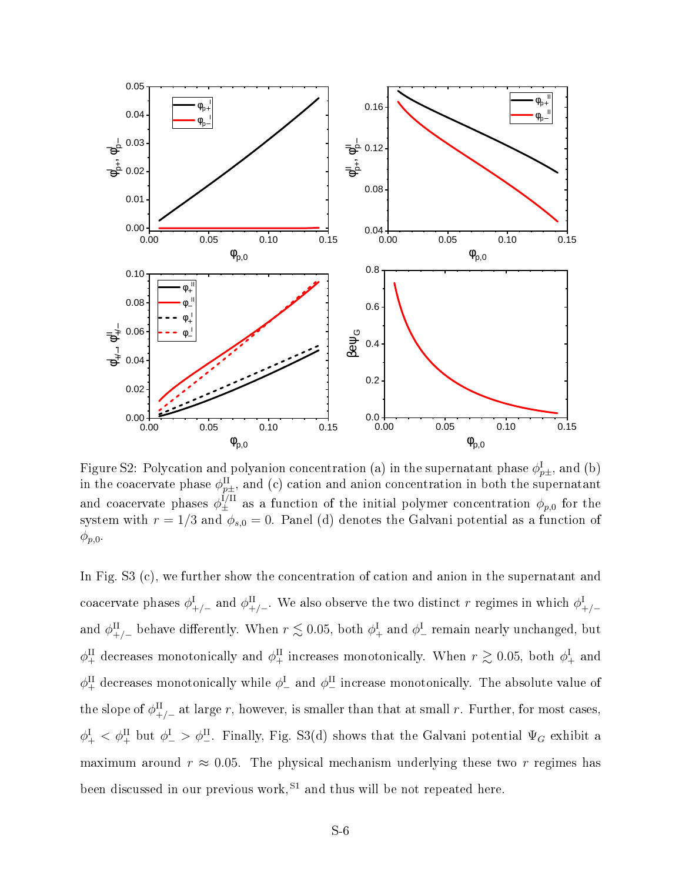Figure S2: Polycation and polyanion concentration (a) in the supernatant phase $\phi^{\mathrm{I}}_{p\pm}$, and (b) in the coacervate phase $\phi^{\mathrm{II}}_{p\pm}$, and (c) cation and anion concentration in both the supernatant and coacervate phases $\phi^{\mathrm{I/II}}_{\pm}$ as a function of the initial polymer concentration $\phi_{p,0}$ for the system with $r = 1/3$ and $\phi_{s,0} = 0$. Panel (d) denotes the Galvani potential as a function of $\phi_{p,0}$.

In Fig. S3 (c), we further show the concentration of cation and anion in the supernatant and coacervate phases $\phi^{\mathrm{I}}_{+/-}$ and $\phi^{\mathrm{II}}_{+/-}$. We also observe the two distinct $r$ regimes in which $\phi^{\mathrm{I}}_{+/-}$ and $\phi^{\mathrm{II}}_{+/-}$ behave differently. When $r \lesssim 0.05$, both $\phi^{\mathrm{I}}_{+}$ and $\phi^{\mathrm{I}}_{-}$ remain nearly unchanged, but $\phi^{\mathrm{II}}_{+}$ decreases monotonically and $\phi^{\mathrm{II}}_{+}$ increases monotonically. When $r \gtrsim 0.05$, both $\phi^{\mathrm{I}}_{+}$ and $\phi^{\mathrm{II}}_{+}$ decreases monotonically while $\phi^{\mathrm{I}}_{-}$ and $\phi^{\mathrm{II}}_{-}$ increase monotonically. The absolute value of the slope of $\phi^{\mathrm{II}}_{+/-}$ at large $r$, however, is smaller than that at small $r$. Further, for most cases, $\phi^{\mathrm{I}}_{+} < \phi^{\mathrm{II}}_{+}$ but $\phi^{\mathrm{I}}_{-} > \phi^{\mathrm{II}}_{-}$. Finally, Fig. S3(d) shows that the Galvani potential $\Psi_G$ exhibit a maximum around $r \approx 0.05$. The physical mechanism underlying these two $r$ regimes has been discussed in our previous work,[S1] and thus will be not repeated here.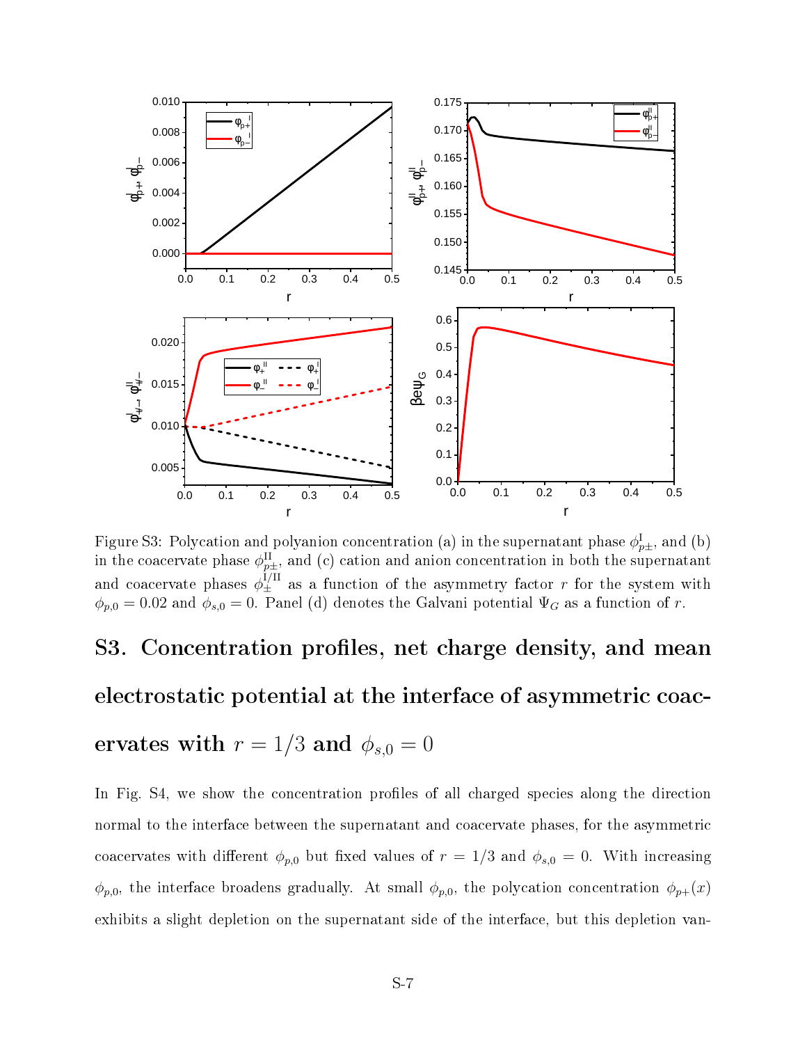Figure S3: Polycation and polyanion concentration (a) in the supernatant phase $\phi^{\mathrm{I}}_{p\pm}$, and (b) in the coacervate phase $\phi^{\mathrm{II}}_{p\pm}$, and (c) cation and anion concentration in both the supernatant and coacervate phases $\phi^{\mathrm{I/II}}_{\pm}$ as a function of the asymmetry factor $r$ for the system with $\phi_{p,0} = 0.02$ and $\phi_{s,0} = 0$. Panel (d) denotes the Galvani potential $\Psi_G$ as a function of $r$.

# S3. Concentration profiles, net charge density, and mean electrostatic potential at the interface of asymmetric coacervates with $r = 1/3$ and $\phi_{s,0} = 0$

In Fig. S4, we show the concentration profiles of all charged species along the direction normal to the interface between the supernatant and coacervate phases, for the asymmetric coacervates with different $\phi_{p,0}$ but fixed values of $r = 1/3$ and $\phi_{s,0} = 0$. With increasing $\phi_{p,0}$, the interface broadens gradually. At small $\phi_{p,0}$, the polycation concentration $\phi_{p+}(x)$ exhibits a slight depletion on the supernatant side of the interface, but this depletion van-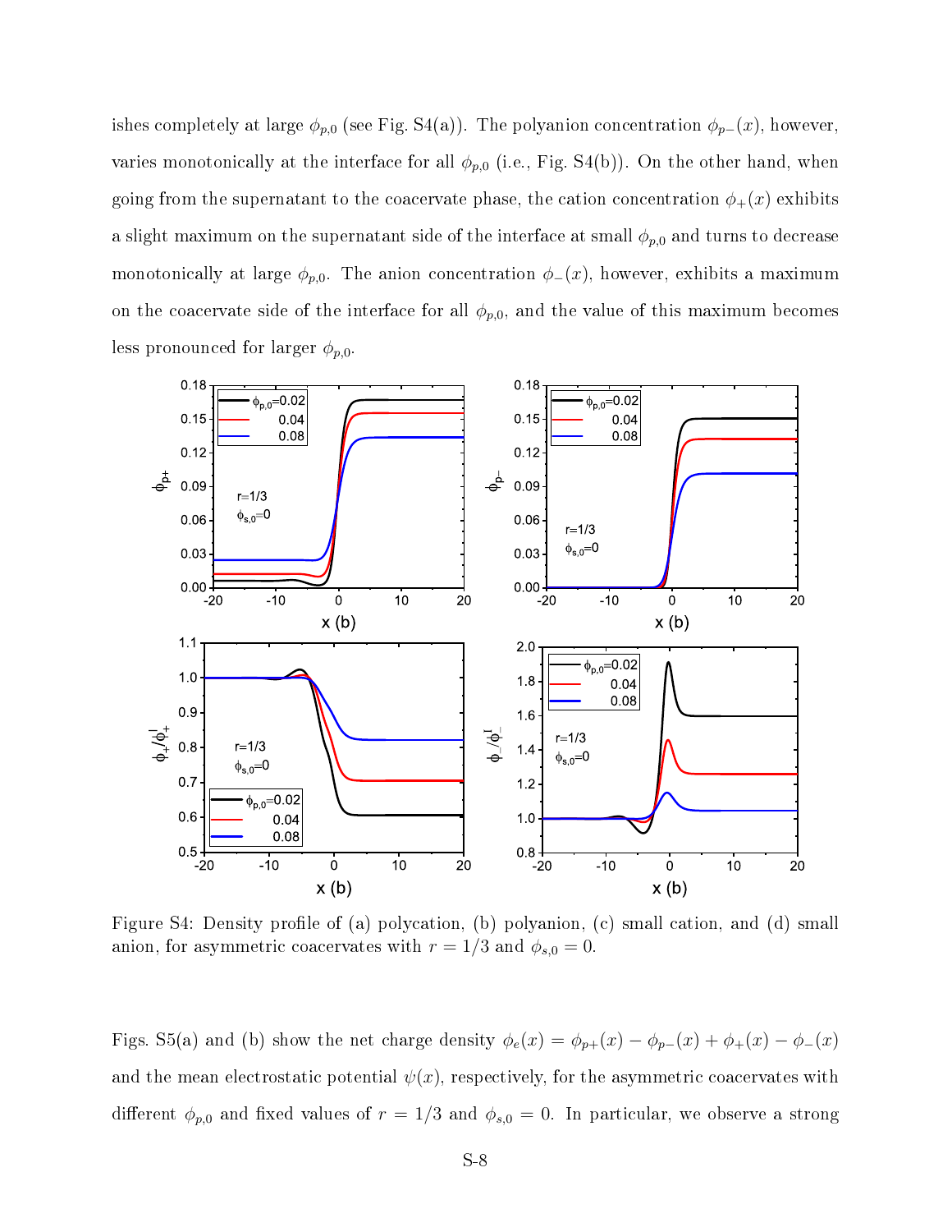ishes completely at large $\phi_{p,0}$ (see Fig. S4(a)). The polyanion concentration $\phi_{p-}(x)$, however, varies monotonically at the interface for all $\phi_{p,0}$ (i.e., Fig. S4(b)). On the other hand, when going from the supernatant to the coacervate phase, the cation concentration $\phi_+(x)$ exhibits a slight maximum on the supernatant side of the interface at small $\phi_{p,0}$ and turns to decrease monotonically at large $\phi_{p,0}$. The anion concentration $\phi_-(x)$, however, exhibits a maximum on the coacervate side of the interface for all $\phi_{p,0}$, and the value of this maximum becomes less pronounced for larger $\phi_{p,0}$.

Figure S4: Density profile of (a) polycation, (b) polyanion, (c) small cation, and (d) small anion, for asymmetric coacervates with $r = 1/3$ and $\phi_{s,0} = 0$.

Figs. S5(a) and (b) show the net charge density $\phi_e(x) = \phi_{p+}(x) - \phi_{p-}(x) + \phi_+(x) - \phi_-(x)$ and the mean electrostatic potential $\psi(x)$, respectively, for the asymmetric coacervates with different $\phi_{p,0}$ and fixed values of $r = 1/3$ and $\phi_{s,0} = 0$. In particular, we observe a strong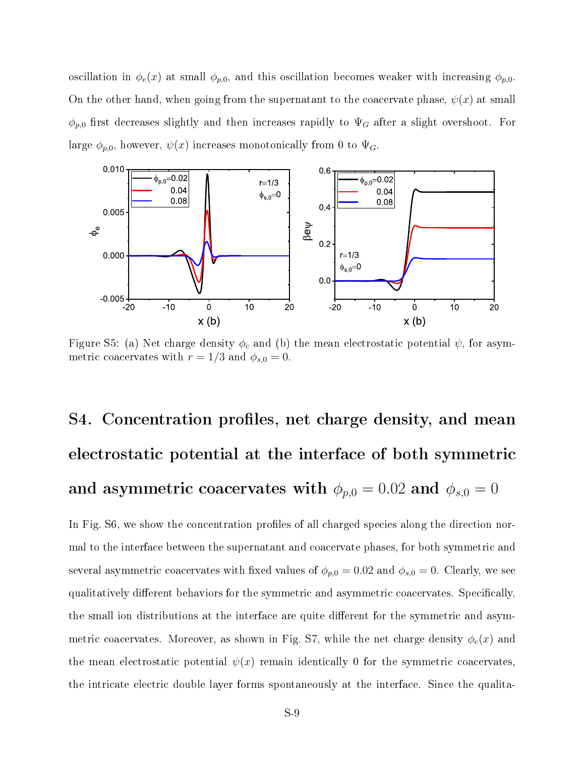oscillation in $\phi_e(x)$ at small $\phi_{p,0}$, and this oscillation becomes weaker with increasing $\phi_{p,0}$. On the other hand, when going from the supernatant to the coacervate phase, $\psi(x)$ at small $\phi_{p,0}$ first decreases slightly and then increases rapidly to $\Psi_G$ after a slight overshoot. For large $\phi_{p,0}$, however, $\psi(x)$ increases monotonically from 0 to $\Psi_G$.

Figure S5: (a) Net charge density $\phi_e$ and (b) the mean electrostatic potential $\psi$, for asymmetric coacervates with $r = 1/3$ and $\phi_{s,0} = 0$.

# S4. Concentration profiles, net charge density, and mean electrostatic potential at the interface of both symmetric and asymmetric coacervates with $\phi_{p,0} = 0.02$ and $\phi_{s,0} = 0$

In Fig. S6, we show the concentration profiles of all charged species along the direction normal to the interface between the supernatant and coacervate phases, for both symmetric and several asymmetric coacervates with fixed values of $\phi_{p,0} = 0.02$ and $\phi_{s,0} = 0$. Clearly, we see qualitatively different behaviors for the symmetric and asymmetric coacervates. Specifically, the small ion distributions at the interface are quite different for the symmetric and asymmetric coacervates. Moreover, as shown in Fig. S7, while the net charge density $\phi_e(x)$ and the mean electrostatic potential $\psi(x)$ remain identically 0 for the symmetric coacervates, the intricate electric double layer forms spontaneously at the interface. Since the qualita-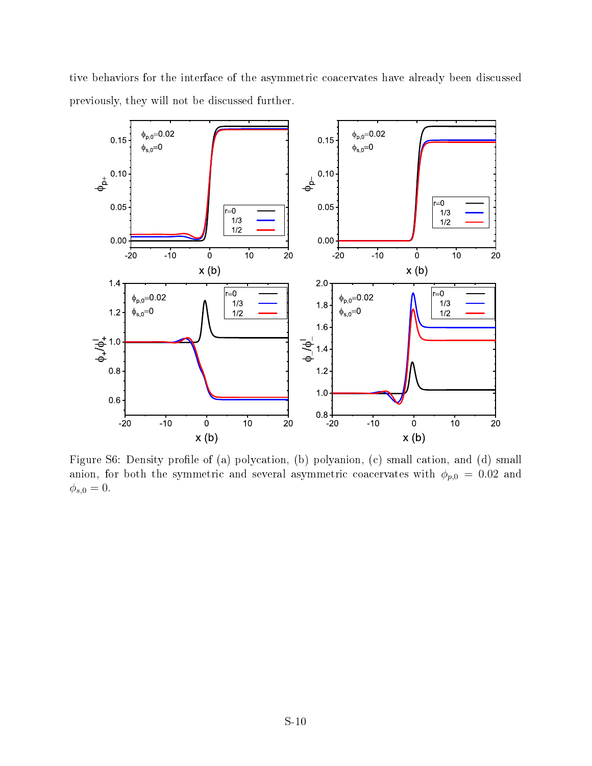tive behaviors for the interface of the asymmetric coacervates have already been discussed previously, they will not be discussed further.

Figure S6: Density profile of (a) polycation, (b) polyanion, (c) small cation, and (d) small anion, for both the symmetric and several asymmetric coacervates with $\phi_{p,0} = 0.02$ and $\phi_{s,0} = 0$.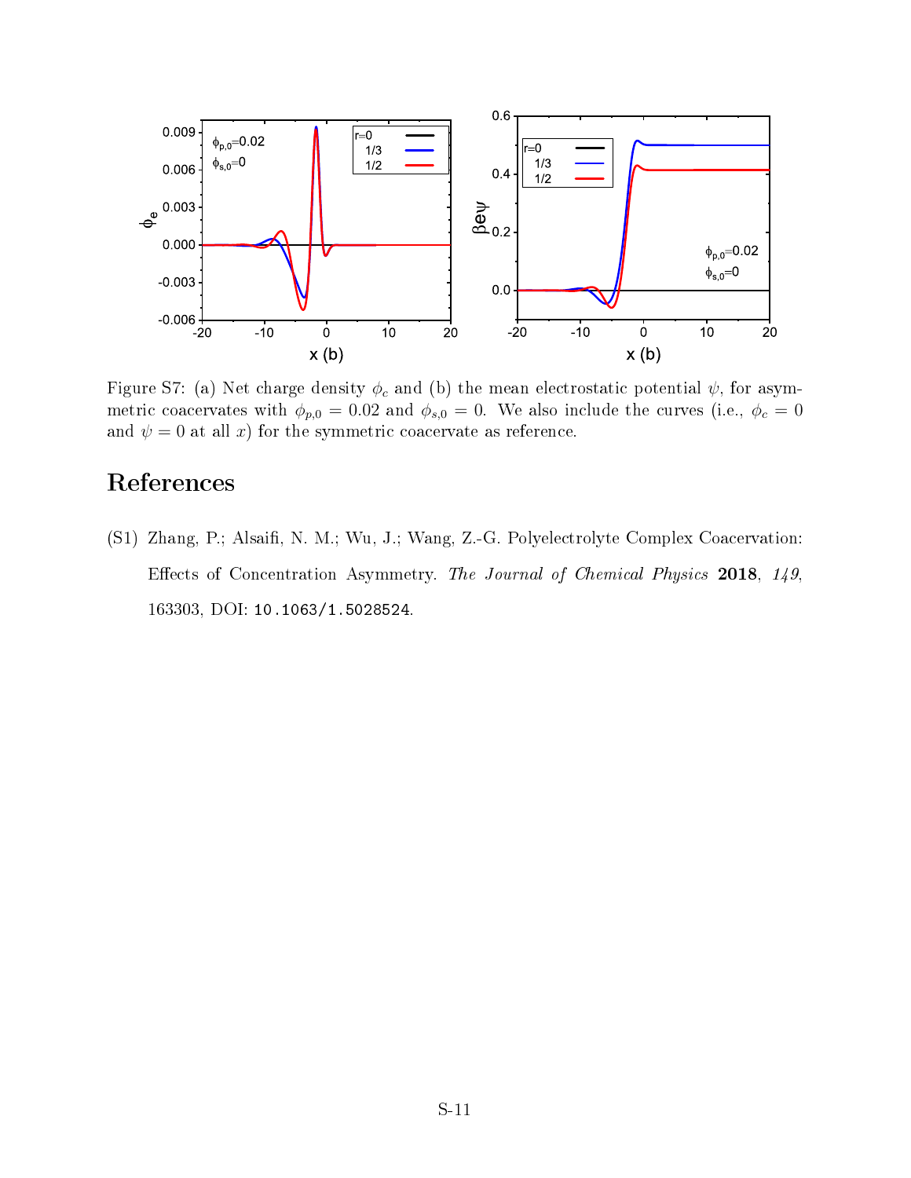(a)

0.009
0.006
0.003
0.000
-0.003
-0.006

$\phi_e$

$\phi_{p,0}$=0.02
$\phi_{s,0}$=0

r=0
1/3
1/2

-20 -10 0 10 20
x (b)

(b)

0.6
0.4
0.2
0.0

$\beta e\psi$

r=0
1/3
1/2

$\phi_{p,0}$=0.02
$\phi_{s,0}$=0

-20 -10 0 10 20
x (b)

Figure S7: (a) Net charge density $\phi_c$ and (b) the mean electrostatic potential $\psi$, for asymmetric coacervates with $\phi_{p,0} = 0.02$ and $\phi_{s,0} = 0$. We also include the curves (i.e., $\phi_c = 0$ and $\psi = 0$ at all $x$) for the symmetric coacervate as reference.

# References

(S1) Zhang, P.; Alsaifi, N. M.; Wu, J.; Wang, Z.-G. Polyelectrolyte Complex Coacervation: Effects of Concentration Asymmetry. *The Journal of Chemical Physics* **2018**, *149*, 163303, DOI: 10.1063/1.5028524.